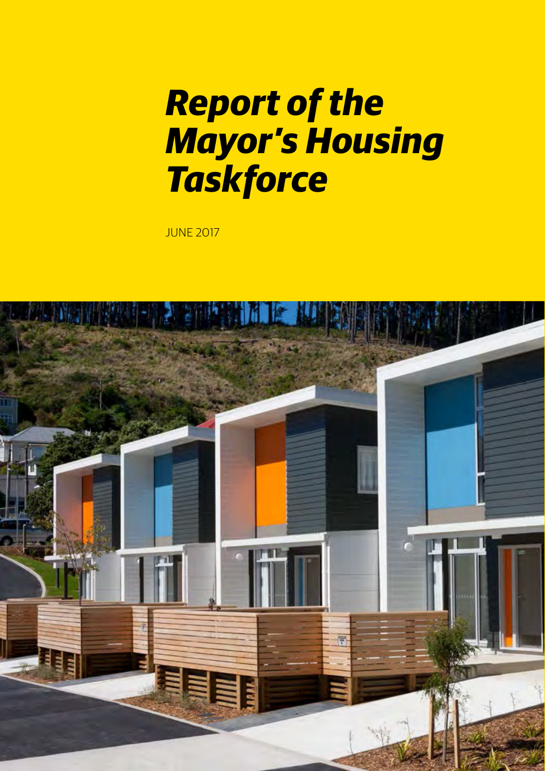# *Report of the Mayor's Housing Taskforce*

JUNE 2017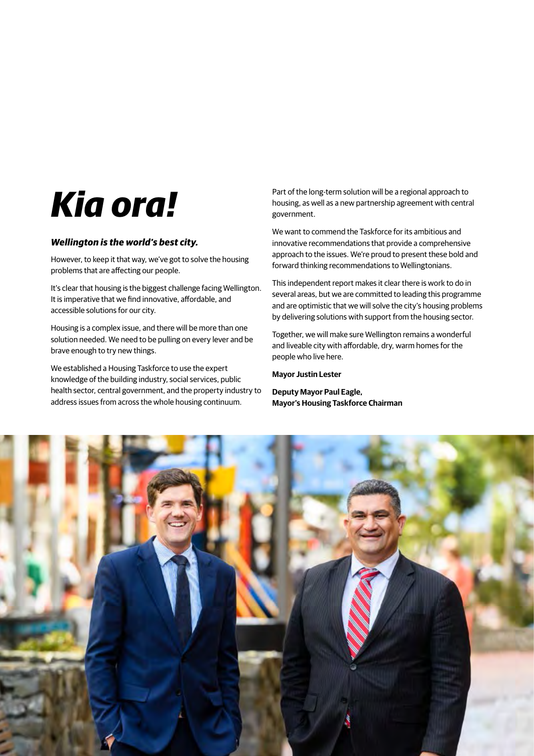# Kia ora!

***Wellington is the world's best city.***

However, to keep it that way, we've got to solve the housing problems that are affecting our people.

It's clear that housing is the biggest challenge facing Wellington. It is imperative that we find innovative, affordable, and accessible solutions for our city.

Housing is a complex issue, and there will be more than one solution needed. We need to be pulling on every lever and be brave enough to try new things.

We established a Housing Taskforce to use the expert knowledge of the building industry, social services, public health sector, central government, and the property industry to address issues from across the whole housing continuum.

Part of the long-term solution will be a regional approach to housing, as well as a new partnership agreement with central government.

We want to commend the Taskforce for its ambitious and innovative recommendations that provide a comprehensive approach to the issues. We're proud to present these bold and forward thinking recommendations to Wellingtonians.

This independent report makes it clear there is work to do in several areas, but we are committed to leading this programme and are optimistic that we will solve the city's housing problems by delivering solutions with support from the housing sector.

Together, we will make sure Wellington remains a wonderful and liveable city with affordable, dry, warm homes for the people who live here.

**Mayor Justin Lester**

**Deputy Mayor Paul Eagle,**
**Mayor's Housing Taskforce Chairman**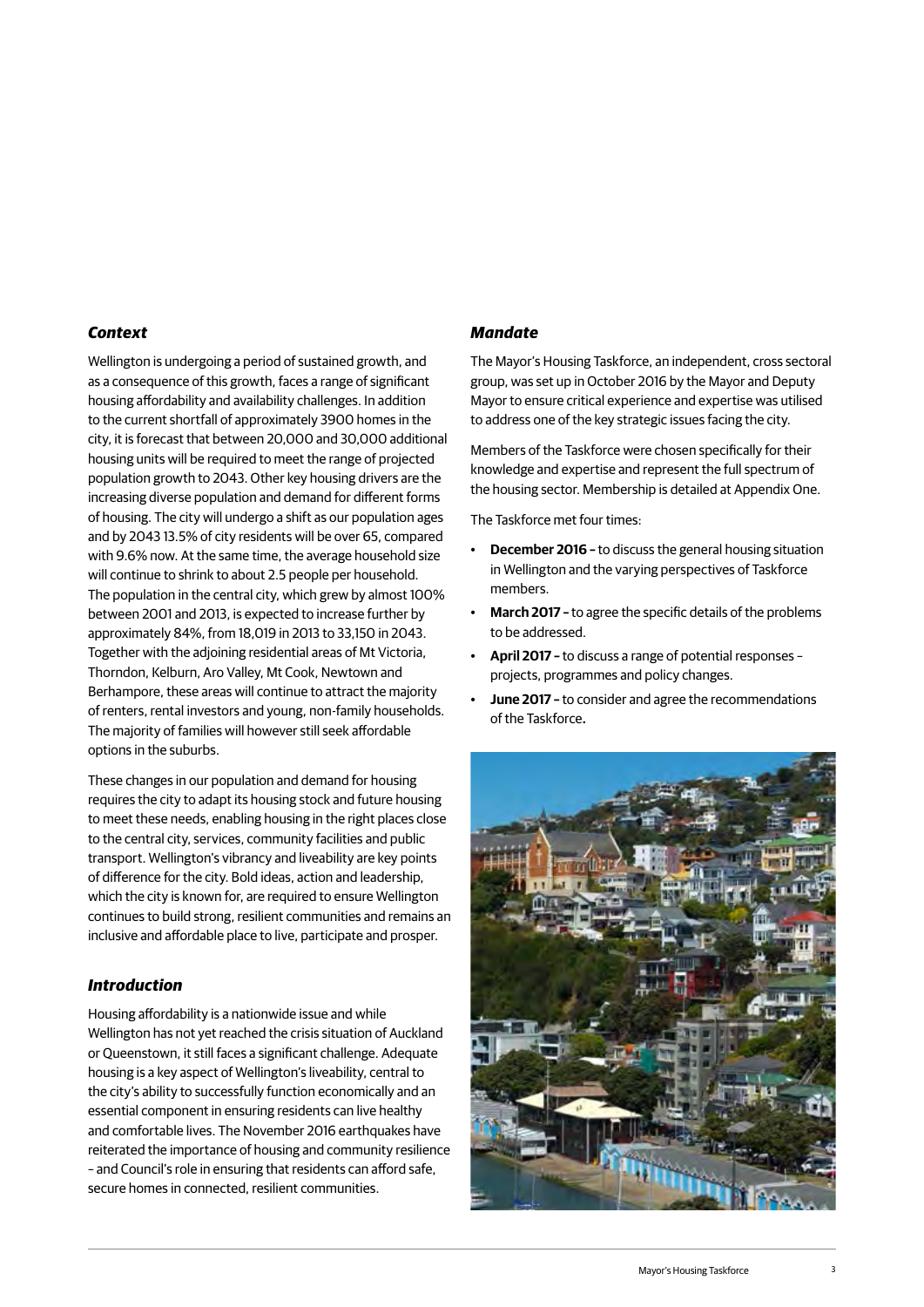### *Context*

Wellington is undergoing a period of sustained growth, and as a consequence of this growth, faces a range of significant housing affordability and availability challenges. In addition to the current shortfall of approximately 3900 homes in the city, it is forecast that between 20,000 and 30,000 additional housing units will be required to meet the range of projected population growth to 2043. Other key housing drivers are the increasing diverse population and demand for different forms of housing. The city will undergo a shift as our population ages and by 2043 13.5% of city residents will be over 65, compared with 9.6% now. At the same time, the average household size will continue to shrink to about 2.5 people per household. The population in the central city, which grew by almost 100% between 2001 and 2013, is expected to increase further by approximately 84%, from 18,019 in 2013 to 33,150 in 2043. Together with the adjoining residential areas of Mt Victoria, Thorndon, Kelburn, Aro Valley, Mt Cook, Newtown and Berhampore, these areas will continue to attract the majority of renters, rental investors and young, non-family households. The majority of families will however still seek affordable options in the suburbs.

These changes in our population and demand for housing requires the city to adapt its housing stock and future housing to meet these needs, enabling housing in the right places close to the central city, services, community facilities and public transport. Wellington's vibrancy and liveability are key points of difference for the city. Bold ideas, action and leadership, which the city is known for, are required to ensure Wellington continues to build strong, resilient communities and remains an inclusive and affordable place to live, participate and prosper.

### *Introduction*

Housing affordability is a nationwide issue and while Wellington has not yet reached the crisis situation of Auckland or Queenstown, it still faces a significant challenge. Adequate housing is a key aspect of Wellington's liveability, central to the city's ability to successfully function economically and an essential component in ensuring residents can live healthy and comfortable lives. The November 2016 earthquakes have reiterated the importance of housing and community resilience – and Council's role in ensuring that residents can afford safe, secure homes in connected, resilient communities.

### *Mandate*

The Mayor's Housing Taskforce, an independent, cross sectoral group, was set up in October 2016 by the Mayor and Deputy Mayor to ensure critical experience and expertise was utilised to address one of the key strategic issues facing the city.

Members of the Taskforce were chosen specifically for their knowledge and expertise and represent the full spectrum of the housing sector. Membership is detailed at Appendix One.

The Taskforce met four times:

- **December 2016 –** to discuss the general housing situation in Wellington and the varying perspectives of Taskforce members.
- **March 2017 –** to agree the specific details of the problems to be addressed.
- **April 2017 –** to discuss a range of potential responses – projects, programmes and policy changes.
- **June 2017 –** to consider and agree the recommendations of the Taskforce.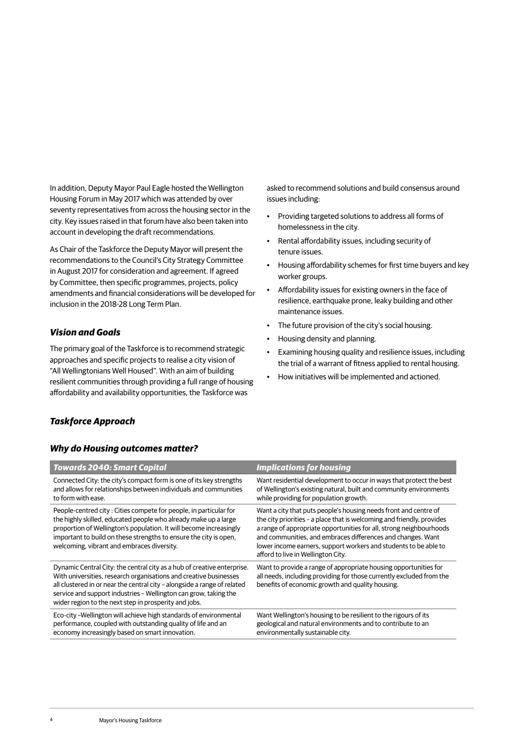In addition, Deputy Mayor Paul Eagle hosted the Wellington Housing Forum in May 2017 which was attended by over seventy representatives from across the housing sector in the city. Key issues raised in that forum have also been taken into account in developing the draft recommendations.

As Chair of the Taskforce the Deputy Mayor will present the recommendations to the Council's City Strategy Committee in August 2017 for consideration and agreement. If agreed by Committee, then specific programmes, projects, policy amendments and financial considerations will be developed for inclusion in the 2018-28 Long Term Plan.

### *Vision and Goals*

The primary goal of the Taskforce is to recommend strategic approaches and specific projects to realise a city vision of "All Wellingtonians Well Housed". With an aim of building resilient communities through providing a full range of housing affordability and availability opportunities, the Taskforce was asked to recommend solutions and build consensus around issues including:

- Providing targeted solutions to address all forms of homelessness in the city.
- Rental affordability issues, including security of tenure issues.
- Housing affordability schemes for first time buyers and key worker groups.
- Affordability issues for existing owners in the face of resilience, earthquake prone, leaky building and other maintenance issues.
- The future provision of the city's social housing.
- Housing density and planning.
- Examining housing quality and resilience issues, including the trial of a warrant of fitness applied to rental housing.
- How initiatives will be implemented and actioned.

### *Taskforce Approach*

### *Why do Housing outcomes matter?*

| *Towards 2040: Smart Capital* | *Implications for housing* |
|---|---|
| Connected City: the city's compact form is one of its key strengths and allows for relationships between individuals and communities to form with ease. | Want residential development to occur in ways that protect the best of Wellington's existing natural, built and community environments while providing for population growth. |
| People-centred city : Cities compete for people, in particular for the highly skilled, educated people who already make up a large proportion of Wellington's population. It will become increasingly important to build on these strengths to ensure the city is open, welcoming, vibrant and embraces diversity. | Want a city that puts people's housing needs front and centre of the city priorities – a place that is welcoming and friendly, provides a range of appropriate opportunities for all, strong neighbourhoods and communities, and embraces differences and changes. Want lower income earners, support workers and students to be able to afford to live in Wellington City. |
| Dynamic Central City: the central city as a hub of creative enterprise. With universities, research organisations and creative businesses all clustered in or near the central city – alongside a range of related service and support industries – Wellington can grow, taking the wider region to the next step in prosperity and jobs. | Want to provide a range of appropriate housing opportunities for all needs, including providing for those currently excluded from the benefits of economic growth and quality housing. |
| Eco-city –Wellington will achieve high standards of environmental performance, coupled with outstanding quality of life and an economy increasingly based on smart innovation. | Want Wellington's housing to be resilient to the rigours of its geological and natural environments and to contribute to an environmentally sustainable city. |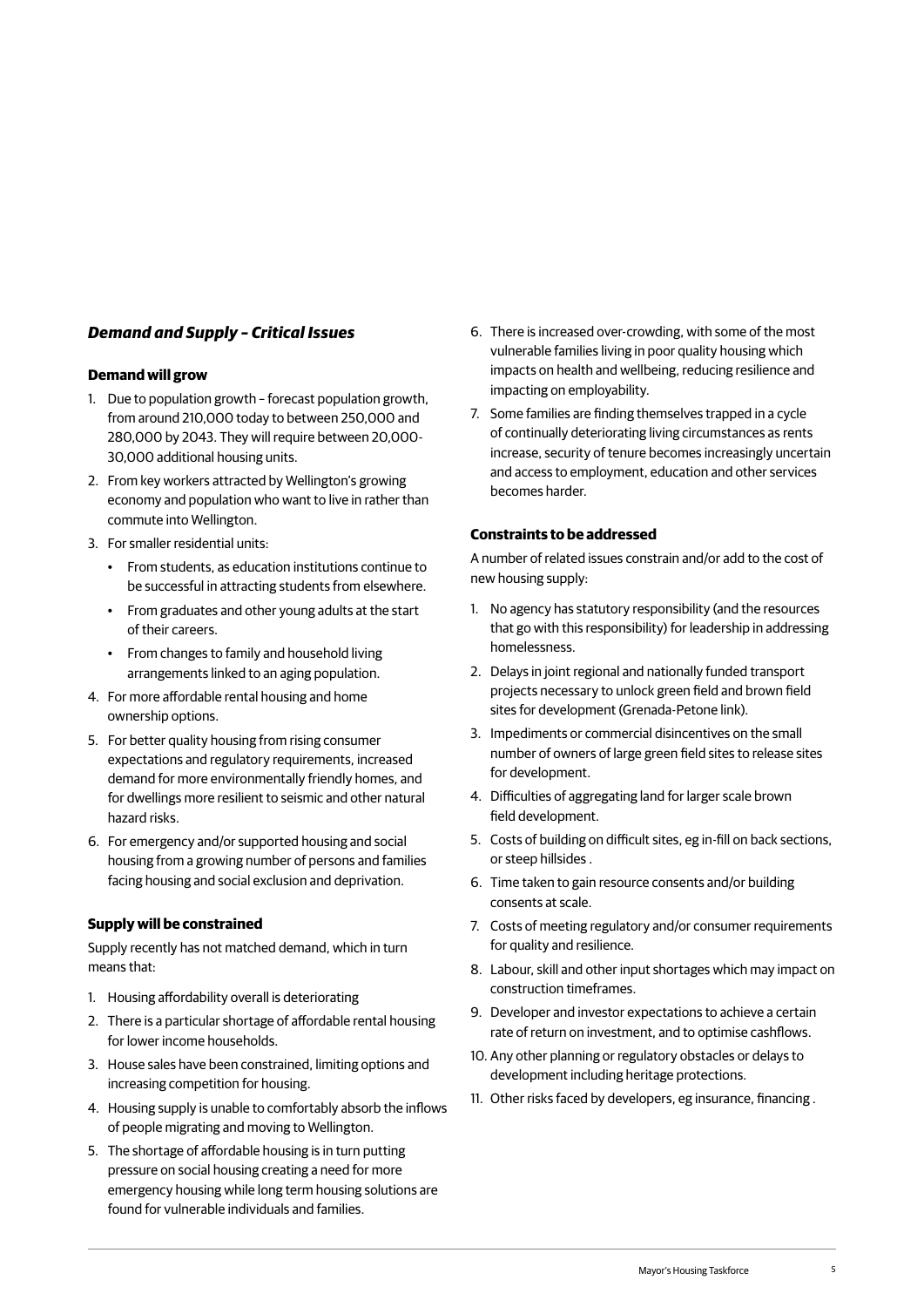## *Demand and Supply – Critical Issues*

### Demand will grow

1. Due to population growth – forecast population growth, from around 210,000 today to between 250,000 and 280,000 by 2043. They will require between 20,000-30,000 additional housing units.
2. From key workers attracted by Wellington's growing economy and population who want to live in rather than commute into Wellington.
3. For smaller residential units:
   - From students, as education institutions continue to be successful in attracting students from elsewhere.
   - From graduates and other young adults at the start of their careers.
   - From changes to family and household living arrangements linked to an aging population.
4. For more affordable rental housing and home ownership options.
5. For better quality housing from rising consumer expectations and regulatory requirements, increased demand for more environmentally friendly homes, and for dwellings more resilient to seismic and other natural hazard risks.
6. For emergency and/or supported housing and social housing from a growing number of persons and families facing housing and social exclusion and deprivation.

### Supply will be constrained

Supply recently has not matched demand, which in turn means that:

1. Housing affordability overall is deteriorating
2. There is a particular shortage of affordable rental housing for lower income households.
3. House sales have been constrained, limiting options and increasing competition for housing.
4. Housing supply is unable to comfortably absorb the inflows of people migrating and moving to Wellington.
5. The shortage of affordable housing is in turn putting pressure on social housing creating a need for more emergency housing while long term housing solutions are found for vulnerable individuals and families.
6. There is increased over-crowding, with some of the most vulnerable families living in poor quality housing which impacts on health and wellbeing, reducing resilience and impacting on employability.
7. Some families are finding themselves trapped in a cycle of continually deteriorating living circumstances as rents increase, security of tenure becomes increasingly uncertain and access to employment, education and other services becomes harder.

### Constraints to be addressed

A number of related issues constrain and/or add to the cost of new housing supply:

1. No agency has statutory responsibility (and the resources that go with this responsibility) for leadership in addressing homelessness.
2. Delays in joint regional and nationally funded transport projects necessary to unlock green field and brown field sites for development (Grenada-Petone link).
3. Impediments or commercial disincentives on the small number of owners of large green field sites to release sites for development.
4. Difficulties of aggregating land for larger scale brown field development.
5. Costs of building on difficult sites, eg in-fill on back sections, or steep hillsides .
6. Time taken to gain resource consents and/or building consents at scale.
7. Costs of meeting regulatory and/or consumer requirements for quality and resilience.
8. Labour, skill and other input shortages which may impact on construction timeframes.
9. Developer and investor expectations to achieve a certain rate of return on investment, and to optimise cashflows.
10. Any other planning or regulatory obstacles or delays to development including heritage protections.
11. Other risks faced by developers, eg insurance, financing .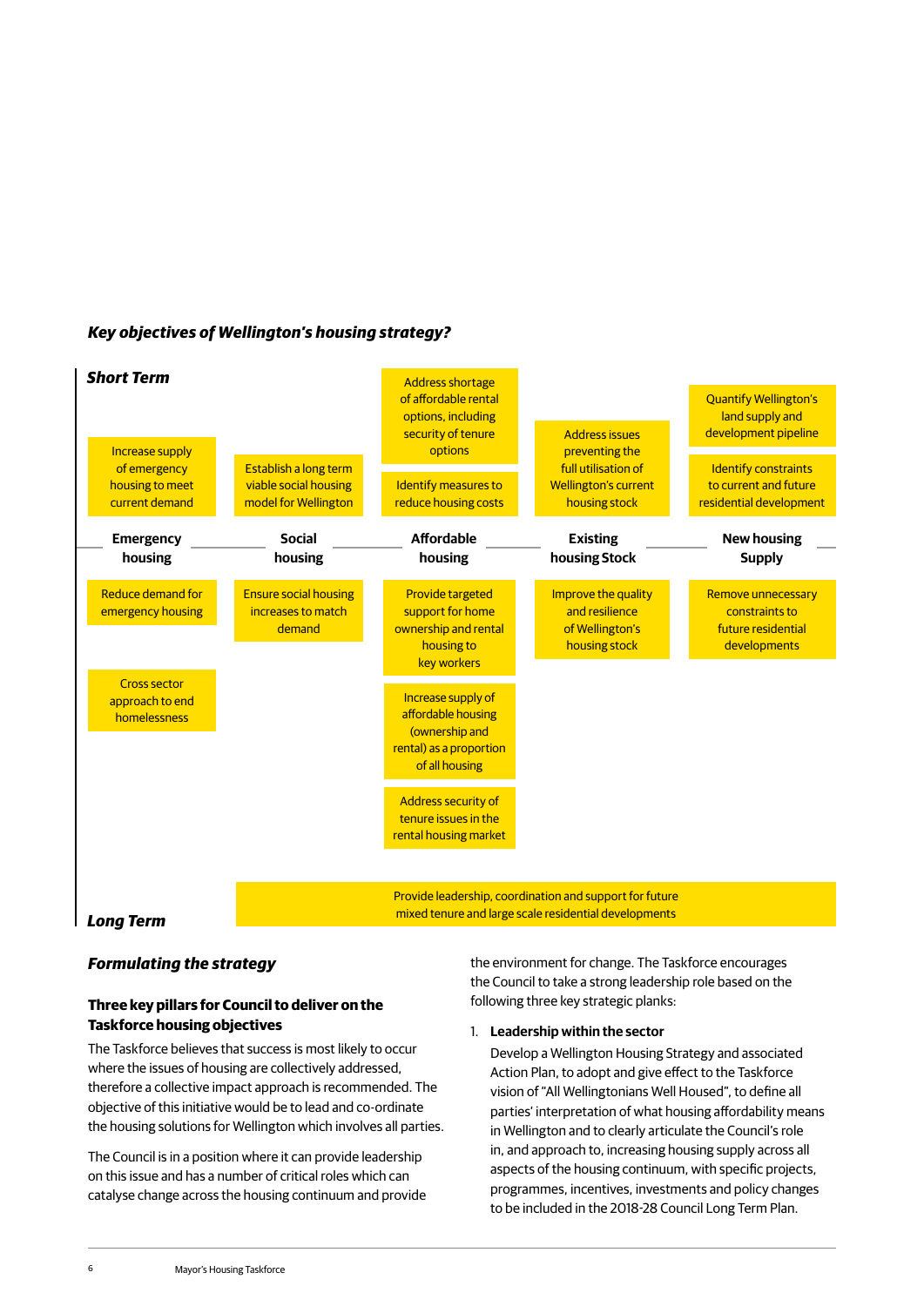### *Key objectives of Wellington's housing strategy?*

***Short Term***

| Emergency housing | Social housing | Affordable housing | Existing housing Stock | New housing Supply |
|---|---|---|---|---|
| Increase supply of emergency housing to meet current demand | Establish a long term viable social housing model for Wellington | Address shortage of affordable rental options, including security of tenure options | Address issues preventing the full utilisation of Wellington's current housing stock | Quantify Wellington's land supply and development pipeline |
| | | Identify measures to reduce housing costs | | Identify constraints to current and future residential development |
| Reduce demand for emergency housing | Ensure social housing increases to match demand | Provide targeted support for home ownership and rental housing to key workers | Improve the quality and resilience of Wellington's housing stock | Remove unnecessary constraints to future residential developments |
| Cross sector approach to end homelessness | | Increase supply of affordable housing (ownership and rental) as a proportion of all housing | | |
| | | Address security of tenure issues in the rental housing market | | |

Provide leadership, coordination and support for future mixed tenure and large scale residential developments

***Long Term***

### *Formulating the strategy*

#### Three key pillars for Council to deliver on the Taskforce housing objectives

The Taskforce believes that success is most likely to occur where the issues of housing are collectively addressed, therefore a collective impact approach is recommended. The objective of this initiative would be to lead and co-ordinate the housing solutions for Wellington which involves all parties.

The Council is in a position where it can provide leadership on this issue and has a number of critical roles which can catalyse change across the housing continuum and provide the environment for change. The Taskforce encourages the Council to take a strong leadership role based on the following three key strategic planks:

1. **Leadership within the sector**

   Develop a Wellington Housing Strategy and associated Action Plan, to adopt and give effect to the Taskforce vision of "All Wellingtonians Well Housed", to define all parties' interpretation of what housing affordability means in Wellington and to clearly articulate the Council's role in, and approach to, increasing housing supply across all aspects of the housing continuum, with specific projects, programmes, incentives, investments and policy changes to be included in the 2018-28 Council Long Term Plan.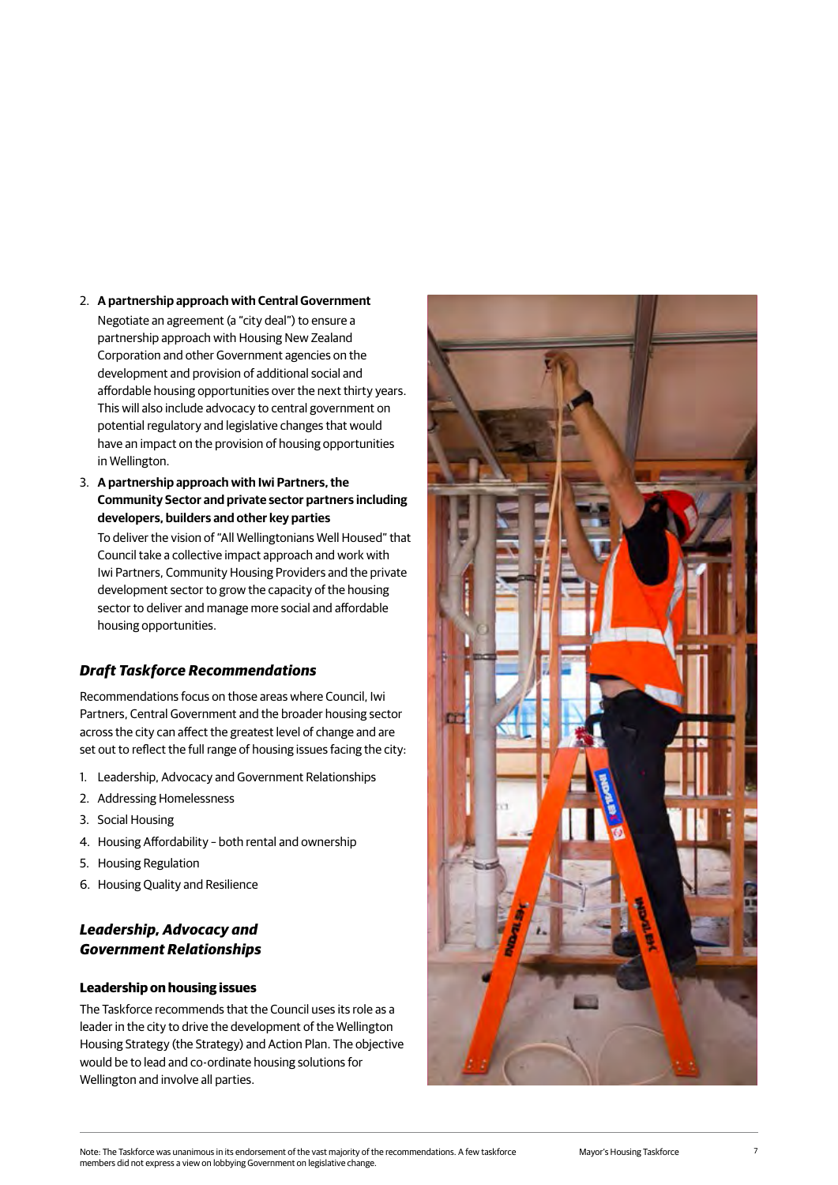2. **A partnership approach with Central Government**

   Negotiate an agreement (a "city deal") to ensure a partnership approach with Housing New Zealand Corporation and other Government agencies on the development and provision of additional social and affordable housing opportunities over the next thirty years. This will also include advocacy to central government on potential regulatory and legislative changes that would have an impact on the provision of housing opportunities in Wellington.

3. **A partnership approach with Iwi Partners, the Community Sector and private sector partners including developers, builders and other key parties**

   To deliver the vision of "All Wellingtonians Well Housed" that Council take a collective impact approach and work with Iwi Partners, Community Housing Providers and the private development sector to grow the capacity of the housing sector to deliver and manage more social and affordable housing opportunities.

## ***Draft Taskforce Recommendations***

Recommendations focus on those areas where Council, Iwi Partners, Central Government and the broader housing sector across the city can affect the greatest level of change and are set out to reflect the full range of housing issues facing the city:

1. Leadership, Advocacy and Government Relationships
2. Addressing Homelessness
3. Social Housing
4. Housing Affordability – both rental and ownership
5. Housing Regulation
6. Housing Quality and Resilience

## ***Leadership, Advocacy and Government Relationships***

### Leadership on housing issues

The Taskforce recommends that the Council uses its role as a leader in the city to drive the development of the Wellington Housing Strategy (the Strategy) and Action Plan. The objective would be to lead and co-ordinate housing solutions for Wellington and involve all parties.

Note: The Taskforce was unanimous in its endorsement of the vast majority of the recommendations. A few taskforce members did not express a view on lobbying Government on legislative change.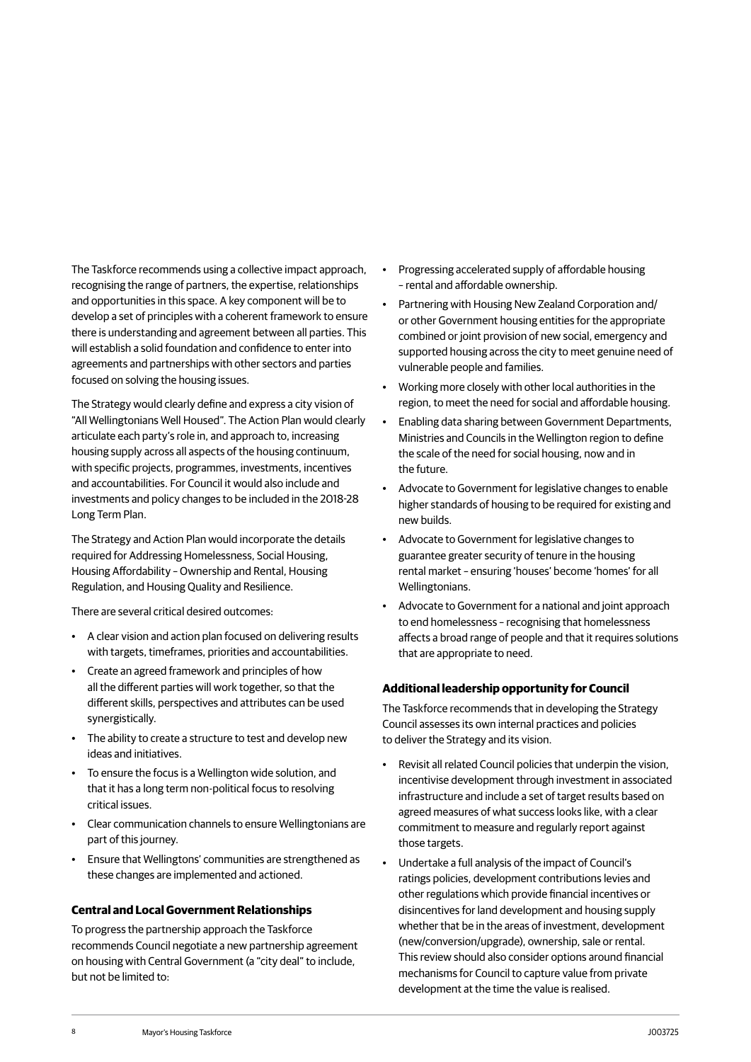The Taskforce recommends using a collective impact approach, recognising the range of partners, the expertise, relationships and opportunities in this space. A key component will be to develop a set of principles with a coherent framework to ensure there is understanding and agreement between all parties. This will establish a solid foundation and confidence to enter into agreements and partnerships with other sectors and parties focused on solving the housing issues.

The Strategy would clearly define and express a city vision of "All Wellingtonians Well Housed". The Action Plan would clearly articulate each party's role in, and approach to, increasing housing supply across all aspects of the housing continuum, with specific projects, programmes, investments, incentives and accountabilities. For Council it would also include and investments and policy changes to be included in the 2018-28 Long Term Plan.

The Strategy and Action Plan would incorporate the details required for Addressing Homelessness, Social Housing, Housing Affordability – Ownership and Rental, Housing Regulation, and Housing Quality and Resilience.

There are several critical desired outcomes:

- A clear vision and action plan focused on delivering results with targets, timeframes, priorities and accountabilities.
- Create an agreed framework and principles of how all the different parties will work together, so that the different skills, perspectives and attributes can be used synergistically.
- The ability to create a structure to test and develop new ideas and initiatives.
- To ensure the focus is a Wellington wide solution, and that it has a long term non-political focus to resolving critical issues.
- Clear communication channels to ensure Wellingtonians are part of this journey.
- Ensure that Wellingtons' communities are strengthened as these changes are implemented and actioned.

### Central and Local Government Relationships

To progress the partnership approach the Taskforce recommends Council negotiate a new partnership agreement on housing with Central Government (a "city deal" to include, but not be limited to:

- Progressing accelerated supply of affordable housing – rental and affordable ownership.
- Partnering with Housing New Zealand Corporation and/or other Government housing entities for the appropriate combined or joint provision of new social, emergency and supported housing across the city to meet genuine need of vulnerable people and families.
- Working more closely with other local authorities in the region, to meet the need for social and affordable housing.
- Enabling data sharing between Government Departments, Ministries and Councils in the Wellington region to define the scale of the need for social housing, now and in the future.
- Advocate to Government for legislative changes to enable higher standards of housing to be required for existing and new builds.
- Advocate to Government for legislative changes to guarantee greater security of tenure in the housing rental market – ensuring 'houses' become 'homes' for all Wellingtonians.
- Advocate to Government for a national and joint approach to end homelessness – recognising that homelessness affects a broad range of people and that it requires solutions that are appropriate to need.

### Additional leadership opportunity for Council

The Taskforce recommends that in developing the Strategy Council assesses its own internal practices and policies to deliver the Strategy and its vision.

- Revisit all related Council policies that underpin the vision, incentivise development through investment in associated infrastructure and include a set of target results based on agreed measures of what success looks like, with a clear commitment to measure and regularly report against those targets.
- Undertake a full analysis of the impact of Council's ratings policies, development contributions levies and other regulations which provide financial incentives or disincentives for land development and housing supply whether that be in the areas of investment, development (new/conversion/upgrade), ownership, sale or rental. This review should also consider options around financial mechanisms for Council to capture value from private development at the time the value is realised.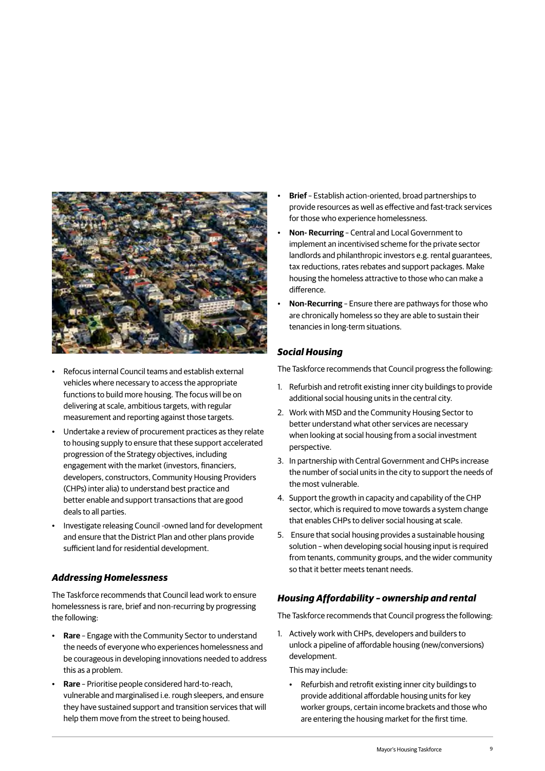- Refocus internal Council teams and establish external vehicles where necessary to access the appropriate functions to build more housing. The focus will be on delivering at scale, ambitious targets, with regular measurement and reporting against those targets.
- Undertake a review of procurement practices as they relate to housing supply to ensure that these support accelerated progression of the Strategy objectives, including engagement with the market (investors, financiers, developers, constructors, Community Housing Providers (CHPs) inter alia) to understand best practice and better enable and support transactions that are good deals to all parties.
- Investigate releasing Council -owned land for development and ensure that the District Plan and other plans provide sufficient land for residential development.

### *Addressing Homelessness*

The Taskforce recommends that Council lead work to ensure homelessness is rare, brief and non-recurring by progressing the following:

- **Rare** – Engage with the Community Sector to understand the needs of everyone who experiences homelessness and be courageous in developing innovations needed to address this as a problem.
- **Rare** – Prioritise people considered hard-to-reach, vulnerable and marginalised i.e. rough sleepers, and ensure they have sustained support and transition services that will help them move from the street to being housed.
- **Brief** – Establish action-oriented, broad partnerships to provide resources as well as effective and fast-track services for those who experience homelessness.
- **Non- Recurring** – Central and Local Government to implement an incentivised scheme for the private sector landlords and philanthropic investors e.g. rental guarantees, tax reductions, rates rebates and support packages. Make housing the homeless attractive to those who can make a difference.
- **Non-Recurring** – Ensure there are pathways for those who are chronically homeless so they are able to sustain their tenancies in long-term situations.

### *Social Housing*

The Taskforce recommends that Council progress the following:

1. Refurbish and retrofit existing inner city buildings to provide additional social housing units in the central city.
2. Work with MSD and the Community Housing Sector to better understand what other services are necessary when looking at social housing from a social investment perspective.
3. In partnership with Central Government and CHPs increase the number of social units in the city to support the needs of the most vulnerable.
4. Support the growth in capacity and capability of the CHP sector, which is required to move towards a system change that enables CHPs to deliver social housing at scale.
5. Ensure that social housing provides a sustainable housing solution – when developing social housing input is required from tenants, community groups, and the wider community so that it better meets tenant needs.

### *Housing Affordability – ownership and rental*

The Taskforce recommends that Council progress the following:

1. Actively work with CHPs, developers and builders to unlock a pipeline of affordable housing (new/conversions) development.

   This may include:

   - Refurbish and retrofit existing inner city buildings to provide additional affordable housing units for key worker groups, certain income brackets and those who are entering the housing market for the first time.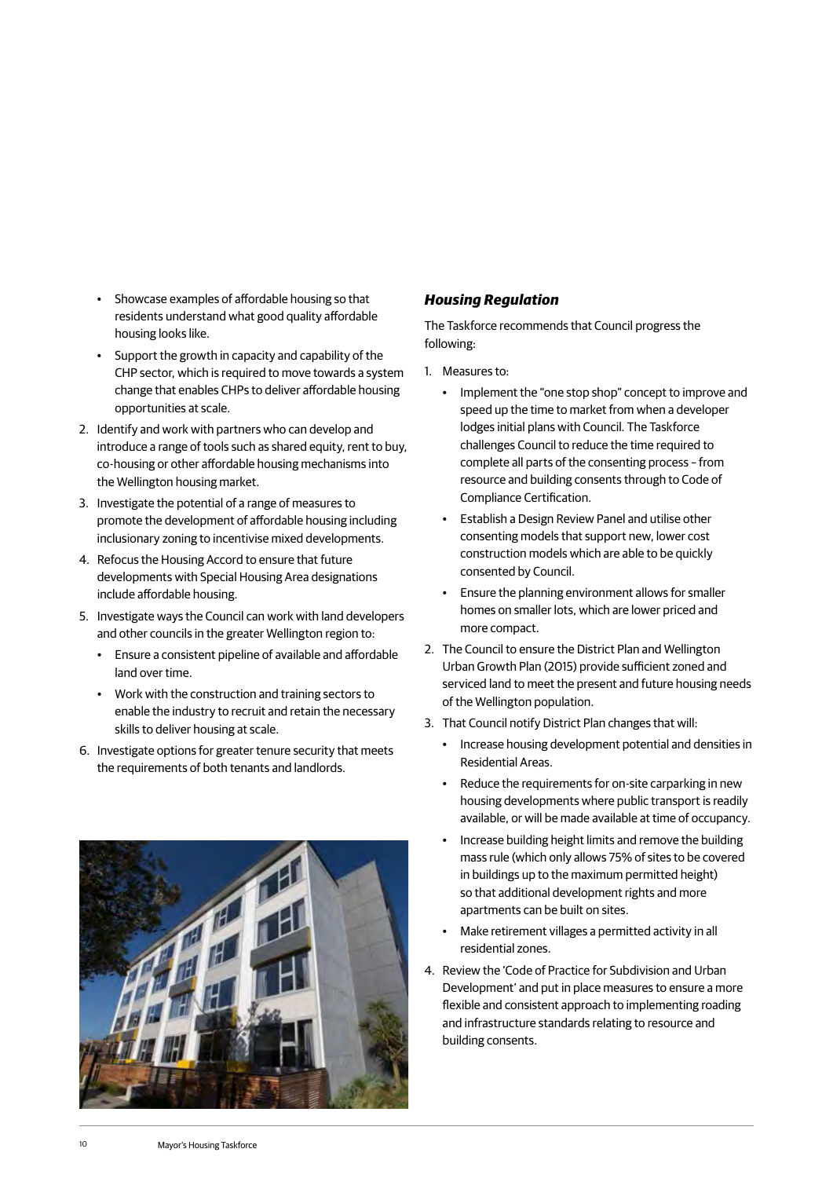- Showcase examples of affordable housing so that residents understand what good quality affordable housing looks like.
- Support the growth in capacity and capability of the CHP sector, which is required to move towards a system change that enables CHPs to deliver affordable housing opportunities at scale.

2. Identify and work with partners who can develop and introduce a range of tools such as shared equity, rent to buy, co-housing or other affordable housing mechanisms into the Wellington housing market.
3. Investigate the potential of a range of measures to promote the development of affordable housing including inclusionary zoning to incentivise mixed developments.
4. Refocus the Housing Accord to ensure that future developments with Special Housing Area designations include affordable housing.
5. Investigate ways the Council can work with land developers and other councils in the greater Wellington region to:
   - Ensure a consistent pipeline of available and affordable land over time.
   - Work with the construction and training sectors to enable the industry to recruit and retain the necessary skills to deliver housing at scale.
6. Investigate options for greater tenure security that meets the requirements of both tenants and landlords.

### *Housing Regulation*

The Taskforce recommends that Council progress the following:

1. Measures to:
   - Implement the "one stop shop" concept to improve and speed up the time to market from when a developer lodges initial plans with Council. The Taskforce challenges Council to reduce the time required to complete all parts of the consenting process – from resource and building consents through to Code of Compliance Certification.
   - Establish a Design Review Panel and utilise other consenting models that support new, lower cost construction models which are able to be quickly consented by Council.
   - Ensure the planning environment allows for smaller homes on smaller lots, which are lower priced and more compact.
2. The Council to ensure the District Plan and Wellington Urban Growth Plan (2015) provide sufficient zoned and serviced land to meet the present and future housing needs of the Wellington population.
3. That Council notify District Plan changes that will:
   - Increase housing development potential and densities in Residential Areas.
   - Reduce the requirements for on-site carparking in new housing developments where public transport is readily available, or will be made available at time of occupancy.
   - Increase building height limits and remove the building mass rule (which only allows 75% of sites to be covered in buildings up to the maximum permitted height) so that additional development rights and more apartments can be built on sites.
   - Make retirement villages a permitted activity in all residential zones.
4. Review the 'Code of Practice for Subdivision and Urban Development' and put in place measures to ensure a more flexible and consistent approach to implementing roading and infrastructure standards relating to resource and building consents.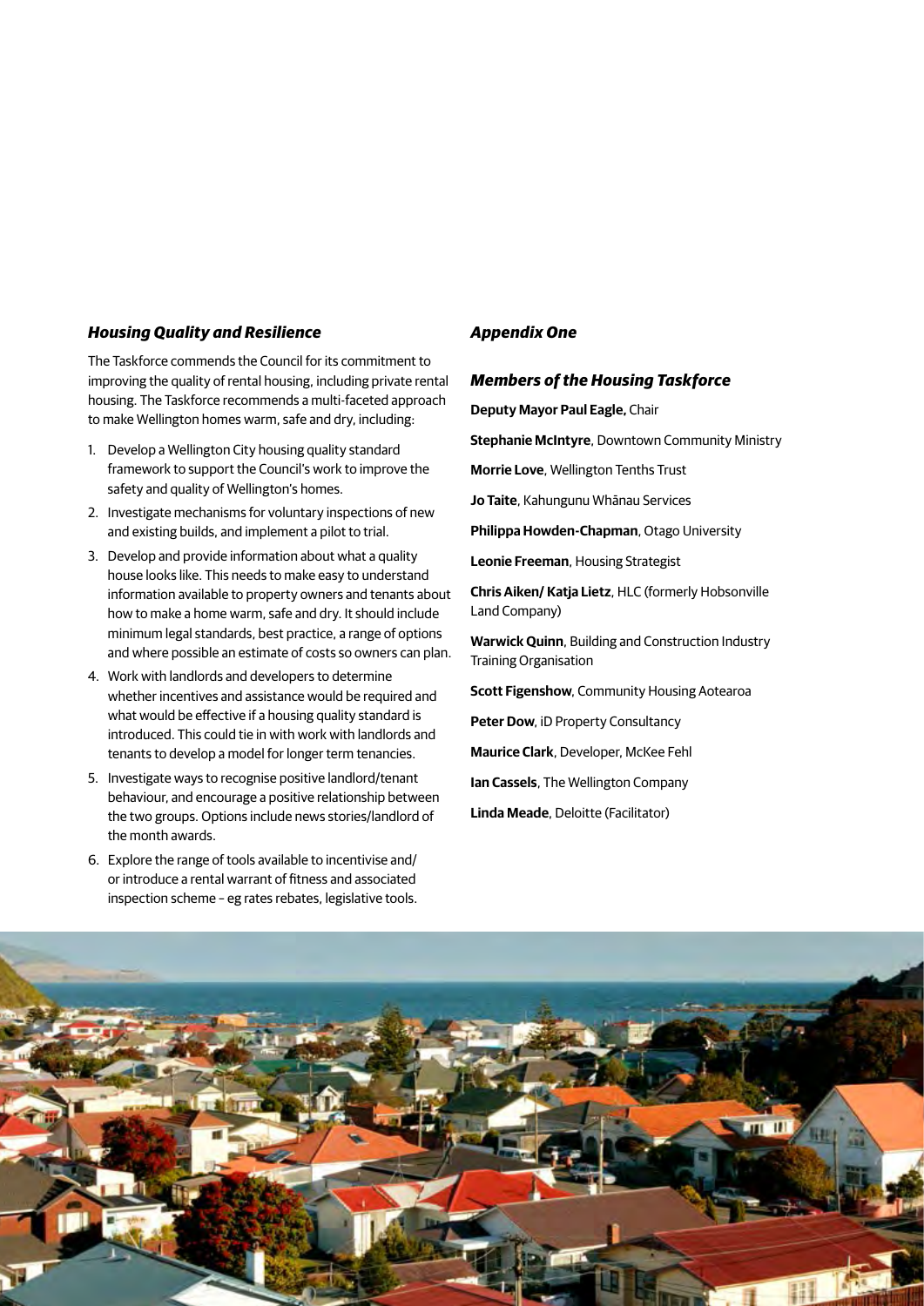### *Housing Quality and Resilience*

The Taskforce commends the Council for its commitment to improving the quality of rental housing, including private rental housing. The Taskforce recommends a multi-faceted approach to make Wellington homes warm, safe and dry, including:

1. Develop a Wellington City housing quality standard framework to support the Council's work to improve the safety and quality of Wellington's homes.
2. Investigate mechanisms for voluntary inspections of new and existing builds, and implement a pilot to trial.
3. Develop and provide information about what a quality house looks like. This needs to make easy to understand information available to property owners and tenants about how to make a home warm, safe and dry. It should include minimum legal standards, best practice, a range of options and where possible an estimate of costs so owners can plan.
4. Work with landlords and developers to determine whether incentives and assistance would be required and what would be effective if a housing quality standard is introduced. This could tie in with work with landlords and tenants to develop a model for longer term tenancies.
5. Investigate ways to recognise positive landlord/tenant behaviour, and encourage a positive relationship between the two groups. Options include news stories/landlord of the month awards.
6. Explore the range of tools available to incentivise and/or introduce a rental warrant of fitness and associated inspection scheme – eg rates rebates, legislative tools.

### *Appendix One*

### *Members of the Housing Taskforce*

**Deputy Mayor Paul Eagle,** Chair

**Stephanie McIntyre**, Downtown Community Ministry

**Morrie Love**, Wellington Tenths Trust

**Jo Taite**, Kahungunu Whānau Services

**Philippa Howden-Chapman**, Otago University

**Leonie Freeman**, Housing Strategist

**Chris Aiken/ Katja Lietz**, HLC (formerly Hobsonville Land Company)

**Warwick Quinn**, Building and Construction Industry Training Organisation

**Scott Figenshow**, Community Housing Aotearoa

**Peter Dow**, iD Property Consultancy

**Maurice Clark**, Developer, McKee Fehl

**Ian Cassels**, The Wellington Company

**Linda Meade**, Deloitte (Facilitator)